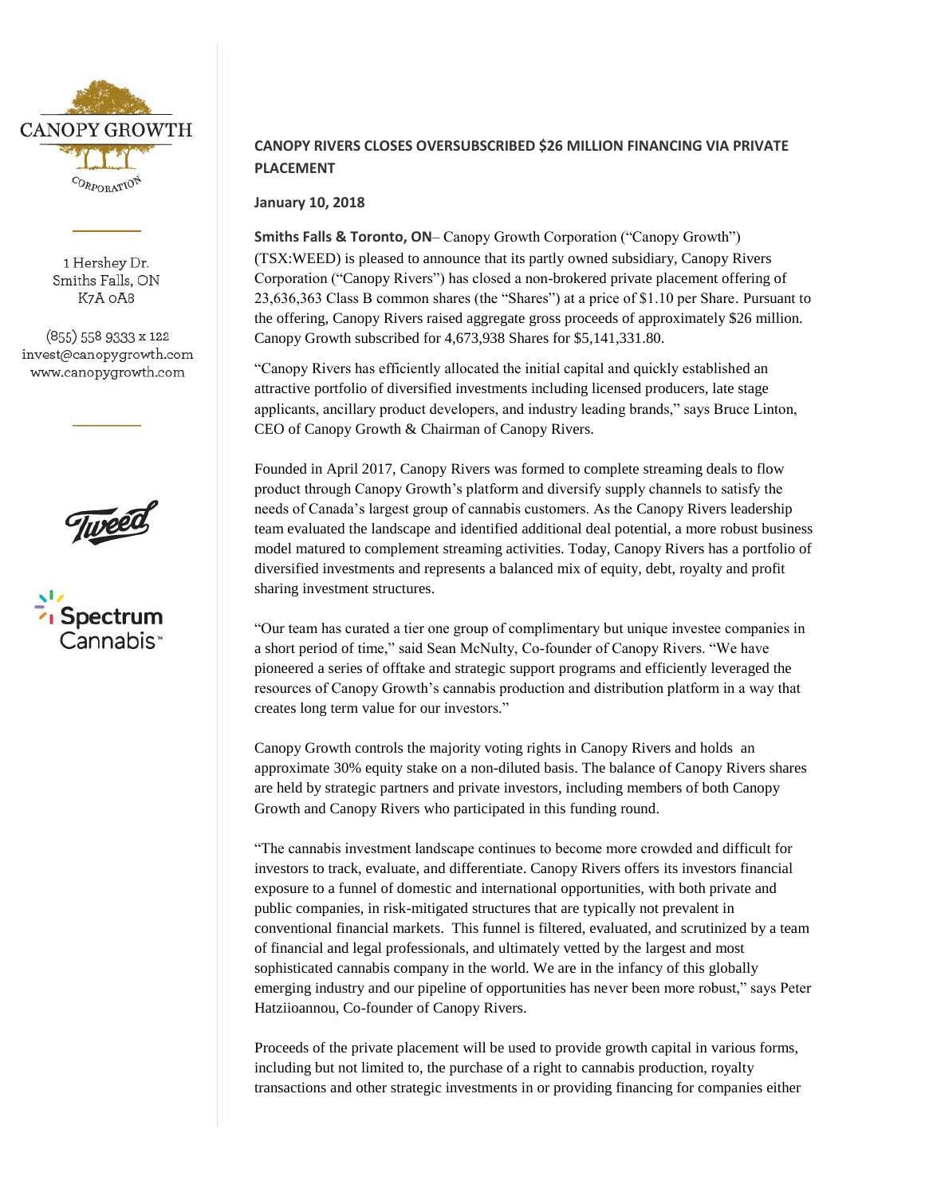1 Hershey Dr.
Smiths Falls, ON
K7A 0A8

(855) 558 9333 x 122
invest@canopygrowth.com
www.canopygrowth.com

## CANOPY RIVERS CLOSES OVERSUBSCRIBED $26 MILLION FINANCING VIA PRIVATE PLACEMENT

**January 10, 2018**

**Smiths Falls & Toronto, ON**– Canopy Growth Corporation ("Canopy Growth") (TSX:WEED) is pleased to announce that its partly owned subsidiary, Canopy Rivers Corporation ("Canopy Rivers") has closed a non-brokered private placement offering of 23,636,363 Class B common shares (the "Shares") at a price of $1.10 per Share. Pursuant to the offering, Canopy Rivers raised aggregate gross proceeds of approximately $26 million. Canopy Growth subscribed for 4,673,938 Shares for $5,141,331.80.

"Canopy Rivers has efficiently allocated the initial capital and quickly established an attractive portfolio of diversified investments including licensed producers, late stage applicants, ancillary product developers, and industry leading brands," says Bruce Linton, CEO of Canopy Growth & Chairman of Canopy Rivers.

Founded in April 2017, Canopy Rivers was formed to complete streaming deals to flow product through Canopy Growth's platform and diversify supply channels to satisfy the needs of Canada's largest group of cannabis customers. As the Canopy Rivers leadership team evaluated the landscape and identified additional deal potential, a more robust business model matured to complement streaming activities. Today, Canopy Rivers has a portfolio of diversified investments and represents a balanced mix of equity, debt, royalty and profit sharing investment structures.

"Our team has curated a tier one group of complimentary but unique investee companies in a short period of time," said Sean McNulty, Co-founder of Canopy Rivers. "We have pioneered a series of offtake and strategic support programs and efficiently leveraged the resources of Canopy Growth's cannabis production and distribution platform in a way that creates long term value for our investors."

Canopy Growth controls the majority voting rights in Canopy Rivers and holds an approximate 30% equity stake on a non-diluted basis. The balance of Canopy Rivers shares are held by strategic partners and private investors, including members of both Canopy Growth and Canopy Rivers who participated in this funding round.

"The cannabis investment landscape continues to become more crowded and difficult for investors to track, evaluate, and differentiate. Canopy Rivers offers its investors financial exposure to a funnel of domestic and international opportunities, with both private and public companies, in risk-mitigated structures that are typically not prevalent in conventional financial markets. This funnel is filtered, evaluated, and scrutinized by a team of financial and legal professionals, and ultimately vetted by the largest and most sophisticated cannabis company in the world. We are in the infancy of this globally emerging industry and our pipeline of opportunities has never been more robust," says Peter Hatziioannou, Co-founder of Canopy Rivers.

Proceeds of the private placement will be used to provide growth capital in various forms, including but not limited to, the purchase of a right to cannabis production, royalty transactions and other strategic investments in or providing financing for companies either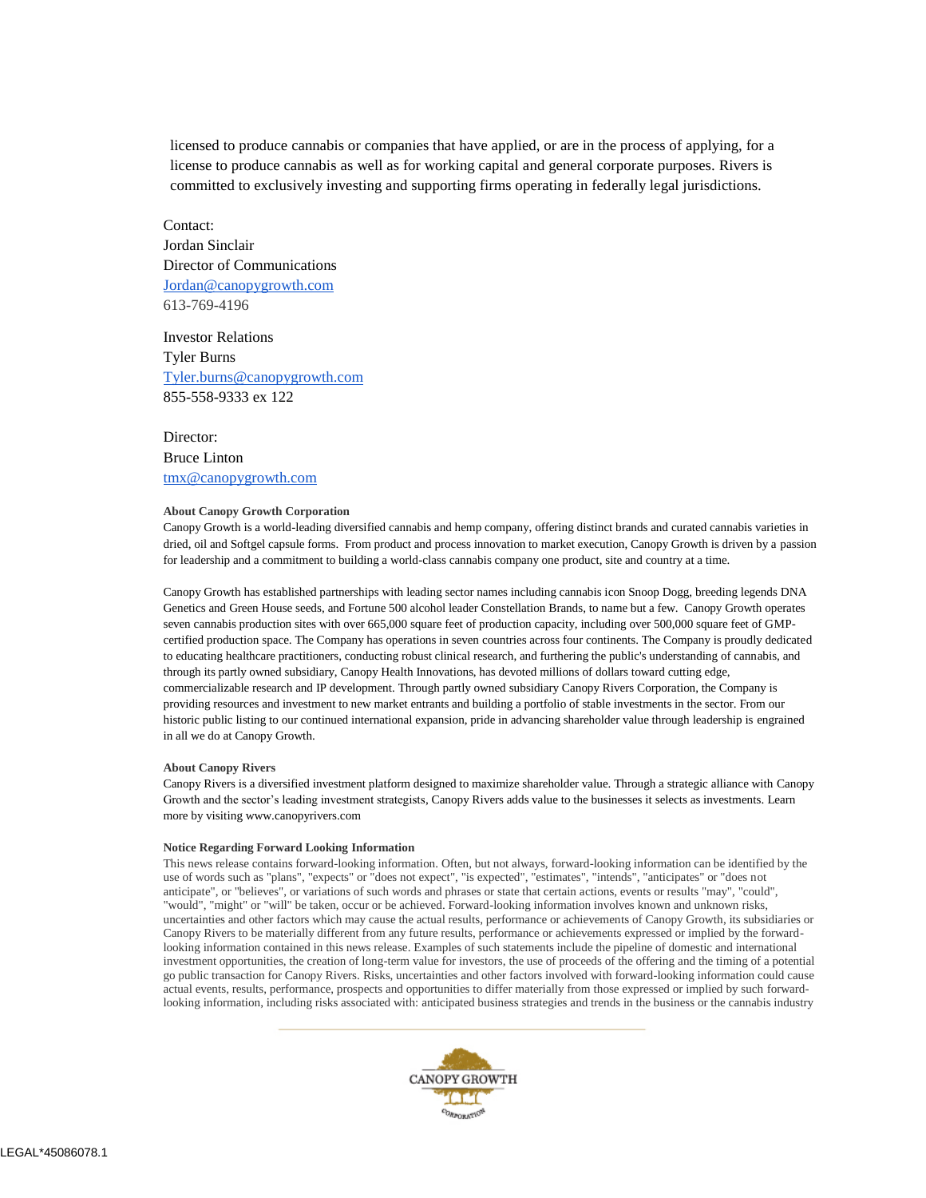licensed to produce cannabis or companies that have applied, or are in the process of applying, for a license to produce cannabis as well as for working capital and general corporate purposes. Rivers is committed to exclusively investing and supporting firms operating in federally legal jurisdictions.

Contact:
Jordan Sinclair
Director of Communications
Jordan@canopygrowth.com
613-769-4196

Investor Relations
Tyler Burns
Tyler.burns@canopygrowth.com
855-558-9333 ex 122

Director:
Bruce Linton
tmx@canopygrowth.com

**About Canopy Growth Corporation**

Canopy Growth is a world-leading diversified cannabis and hemp company, offering distinct brands and curated cannabis varieties in dried, oil and Softgel capsule forms. From product and process innovation to market execution, Canopy Growth is driven by a passion for leadership and a commitment to building a world-class cannabis company one product, site and country at a time.

Canopy Growth has established partnerships with leading sector names including cannabis icon Snoop Dogg, breeding legends DNA Genetics and Green House seeds, and Fortune 500 alcohol leader Constellation Brands, to name but a few. Canopy Growth operates seven cannabis production sites with over 665,000 square feet of production capacity, including over 500,000 square feet of GMP-certified production space. The Company has operations in seven countries across four continents. The Company is proudly dedicated to educating healthcare practitioners, conducting robust clinical research, and furthering the public's understanding of cannabis, and through its partly owned subsidiary, Canopy Health Innovations, has devoted millions of dollars toward cutting edge, commercializable research and IP development. Through partly owned subsidiary Canopy Rivers Corporation, the Company is providing resources and investment to new market entrants and building a portfolio of stable investments in the sector. From our historic public listing to our continued international expansion, pride in advancing shareholder value through leadership is engrained in all we do at Canopy Growth.

**About Canopy Rivers**

Canopy Rivers is a diversified investment platform designed to maximize shareholder value. Through a strategic alliance with Canopy Growth and the sector's leading investment strategists, Canopy Rivers adds value to the businesses it selects as investments. Learn more by visiting www.canopyrivers.com

**Notice Regarding Forward Looking Information**

This news release contains forward-looking information. Often, but not always, forward-looking information can be identified by the use of words such as "plans", "expects" or "does not expect", "is expected", "estimates", "intends", "anticipates" or "does not anticipate", or "believes", or variations of such words and phrases or state that certain actions, events or results "may", "could", "would", "might" or "will" be taken, occur or be achieved. Forward-looking information involves known and unknown risks, uncertainties and other factors which may cause the actual results, performance or achievements of Canopy Growth, its subsidiaries or Canopy Rivers to be materially different from any future results, performance or achievements expressed or implied by the forward-looking information contained in this news release. Examples of such statements include the pipeline of domestic and international investment opportunities, the creation of long-term value for investors, the use of proceeds of the offering and the timing of a potential go public transaction for Canopy Rivers. Risks, uncertainties and other factors involved with forward-looking information could cause actual events, results, performance, prospects and opportunities to differ materially from those expressed or implied by such forward-looking information, including risks associated with: anticipated business strategies and trends in the business or the cannabis industry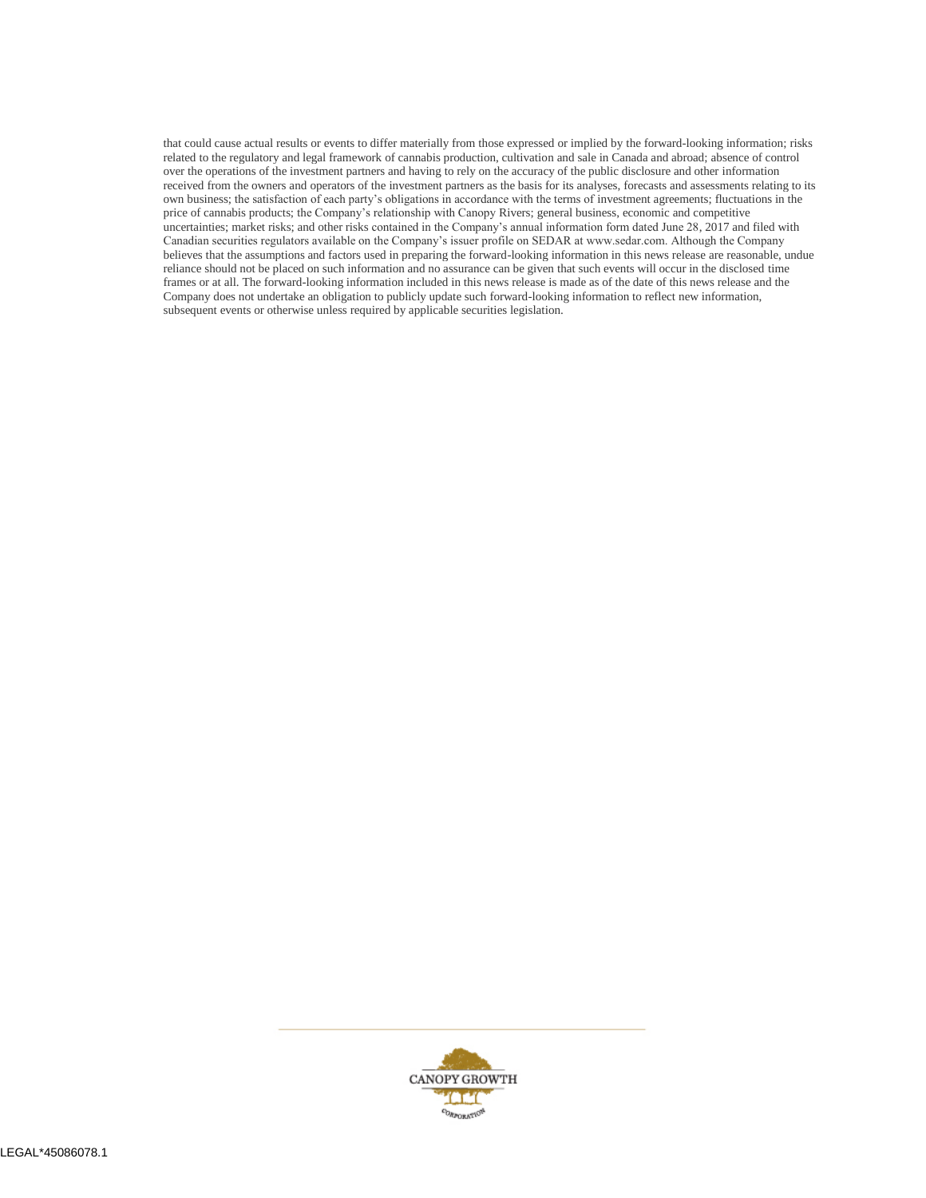that could cause actual results or events to differ materially from those expressed or implied by the forward-looking information; risks related to the regulatory and legal framework of cannabis production, cultivation and sale in Canada and abroad; absence of control over the operations of the investment partners and having to rely on the accuracy of the public disclosure and other information received from the owners and operators of the investment partners as the basis for its analyses, forecasts and assessments relating to its own business; the satisfaction of each party's obligations in accordance with the terms of investment agreements; fluctuations in the price of cannabis products; the Company's relationship with Canopy Rivers; general business, economic and competitive uncertainties; market risks; and other risks contained in the Company's annual information form dated June 28, 2017 and filed with Canadian securities regulators available on the Company's issuer profile on SEDAR at www.sedar.com. Although the Company believes that the assumptions and factors used in preparing the forward-looking information in this news release are reasonable, undue reliance should not be placed on such information and no assurance can be given that such events will occur in the disclosed time frames or at all. The forward-looking information included in this news release is made as of the date of this news release and the Company does not undertake an obligation to publicly update such forward-looking information to reflect new information, subsequent events or otherwise unless required by applicable securities legislation.

CANOPY GROWTH CORPORATION

LEGAL*45086078.1